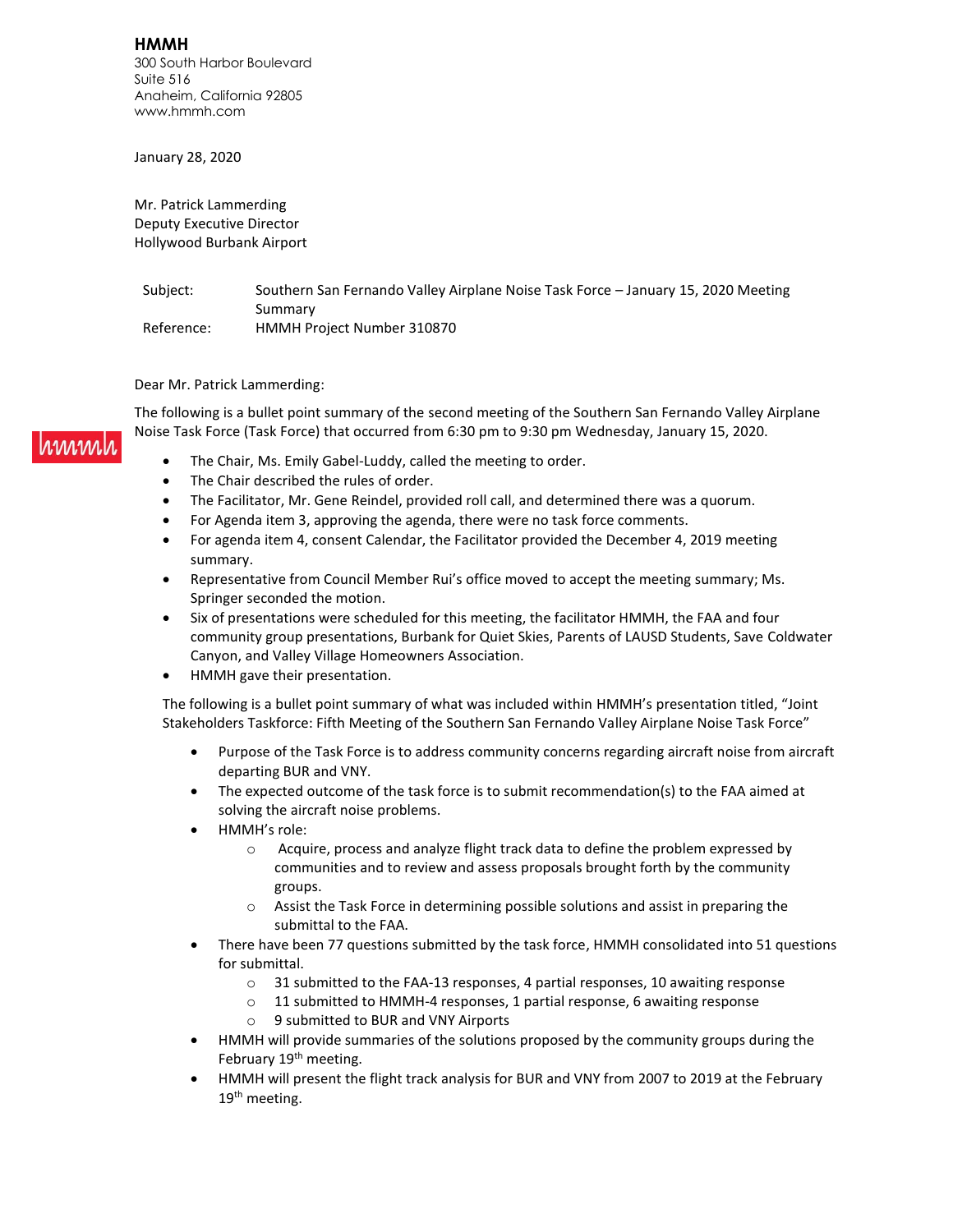**HMMH**
300 South Harbor Boulevard
Suite 516
Anaheim, California 92805
www.hmmh.com

January 28, 2020

Mr. Patrick Lammerding
Deputy Executive Director
Hollywood Burbank Airport

| | |
|---|---|
| Subject: | Southern San Fernando Valley Airplane Noise Task Force – January 15, 2020 Meeting Summary |
| Reference: | HMMH Project Number 310870 |

Dear Mr. Patrick Lammerding:

The following is a bullet point summary of the second meeting of the Southern San Fernando Valley Airplane Noise Task Force (Task Force) that occurred from 6:30 pm to 9:30 pm Wednesday, January 15, 2020.

- The Chair, Ms. Emily Gabel-Luddy, called the meeting to order.
- The Chair described the rules of order.
- The Facilitator, Mr. Gene Reindel, provided roll call, and determined there was a quorum.
- For Agenda item 3, approving the agenda, there were no task force comments.
- For agenda item 4, consent Calendar, the Facilitator provided the December 4, 2019 meeting summary.
- Representative from Council Member Rui's office moved to accept the meeting summary; Ms. Springer seconded the motion.
- Six of presentations were scheduled for this meeting, the facilitator HMMH, the FAA and four community group presentations, Burbank for Quiet Skies, Parents of LAUSD Students, Save Coldwater Canyon, and Valley Village Homeowners Association.
- HMMH gave their presentation.

The following is a bullet point summary of what was included within HMMH's presentation titled, "Joint Stakeholders Taskforce: Fifth Meeting of the Southern San Fernando Valley Airplane Noise Task Force"

- Purpose of the Task Force is to address community concerns regarding aircraft noise from aircraft departing BUR and VNY.
- The expected outcome of the task force is to submit recommendation(s) to the FAA aimed at solving the aircraft noise problems.
- HMMH's role:
  - Acquire, process and analyze flight track data to define the problem expressed by communities and to review and assess proposals brought forth by the community groups.
  - Assist the Task Force in determining possible solutions and assist in preparing the submittal to the FAA.
- There have been 77 questions submitted by the task force, HMMH consolidated into 51 questions for submittal.
  - 31 submitted to the FAA-13 responses, 4 partial responses, 10 awaiting response
  - 11 submitted to HMMH-4 responses, 1 partial response, 6 awaiting response
  - 9 submitted to BUR and VNY Airports
- HMMH will provide summaries of the solutions proposed by the community groups during the February 19th meeting.
- HMMH will present the flight track analysis for BUR and VNY from 2007 to 2019 at the February 19th meeting.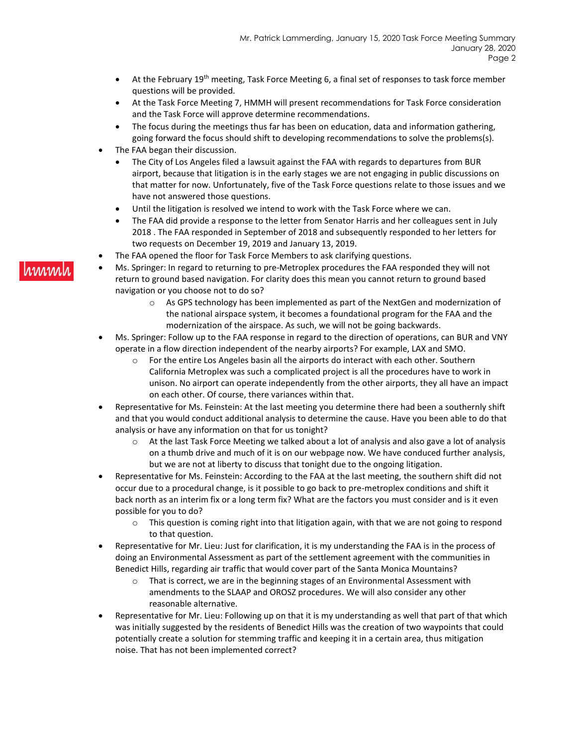- At the February 19th meeting, Task Force Meeting 6, a final set of responses to task force member questions will be provided.
- At the Task Force Meeting 7, HMMH will present recommendations for Task Force consideration and the Task Force will approve determine recommendations.
- The focus during the meetings thus far has been on education, data and information gathering, going forward the focus should shift to developing recommendations to solve the problems(s).

- The FAA began their discussion.
  - The City of Los Angeles filed a lawsuit against the FAA with regards to departures from BUR airport, because that litigation is in the early stages we are not engaging in public discussions on that matter for now. Unfortunately, five of the Task Force questions relate to those issues and we have not answered those questions.
  - Until the litigation is resolved we intend to work with the Task Force where we can.
  - The FAA did provide a response to the letter from Senator Harris and her colleagues sent in July 2018 . The FAA responded in September of 2018 and subsequently responded to her letters for two requests on December 19, 2019 and January 13, 2019.
- The FAA opened the floor for Task Force Members to ask clarifying questions.
- Ms. Springer: In regard to returning to pre-Metroplex procedures the FAA responded they will not return to ground based navigation. For clarity does this mean you cannot return to ground based navigation or you choose not to do so?
  - As GPS technology has been implemented as part of the NextGen and modernization of the national airspace system, it becomes a foundational program for the FAA and the modernization of the airspace. As such, we will not be going backwards.
- Ms. Springer: Follow up to the FAA response in regard to the direction of operations, can BUR and VNY operate in a flow direction independent of the nearby airports? For example, LAX and SMO.
  - For the entire Los Angeles basin all the airports do interact with each other. Southern California Metroplex was such a complicated project is all the procedures have to work in unison. No airport can operate independently from the other airports, they all have an impact on each other. Of course, there variances within that.
- Representative for Ms. Feinstein: At the last meeting you determine there had been a southernly shift and that you would conduct additional analysis to determine the cause. Have you been able to do that analysis or have any information on that for us tonight?
  - At the last Task Force Meeting we talked about a lot of analysis and also gave a lot of analysis on a thumb drive and much of it is on our webpage now. We have conduced further analysis, but we are not at liberty to discuss that tonight due to the ongoing litigation.
- Representative for Ms. Feinstein: According to the FAA at the last meeting, the southern shift did not occur due to a procedural change, is it possible to go back to pre-metroplex conditions and shift it back north as an interim fix or a long term fix? What are the factors you must consider and is it even possible for you to do?
  - This question is coming right into that litigation again, with that we are not going to respond to that question.
- Representative for Mr. Lieu: Just for clarification, it is my understanding the FAA is in the process of doing an Environmental Assessment as part of the settlement agreement with the communities in Benedict Hills, regarding air traffic that would cover part of the Santa Monica Mountains?
  - That is correct, we are in the beginning stages of an Environmental Assessment with amendments to the SLAAP and OROSZ procedures. We will also consider any other reasonable alternative.
- Representative for Mr. Lieu: Following up on that it is my understanding as well that part of that which was initially suggested by the residents of Benedict Hills was the creation of two waypoints that could potentially create a solution for stemming traffic and keeping it in a certain area, thus mitigation noise. That has not been implemented correct?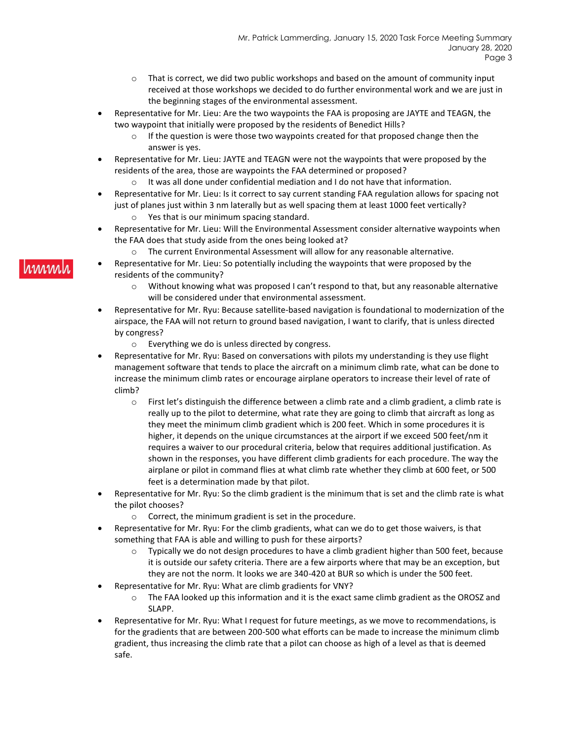- That is correct, we did two public workshops and based on the amount of community input received at those workshops we decided to do further environmental work and we are just in the beginning stages of the environmental assessment.

- Representative for Mr. Lieu: Are the two waypoints the FAA is proposing are JAYTE and TEAGN, the two waypoint that initially were proposed by the residents of Benedict Hills?
  - If the question is were those two waypoints created for that proposed change then the answer is yes.
- Representative for Mr. Lieu: JAYTE and TEAGN were not the waypoints that were proposed by the residents of the area, those are waypoints the FAA determined or proposed?
  - It was all done under confidential mediation and I do not have that information.
- Representative for Mr. Lieu: Is it correct to say current standing FAA regulation allows for spacing not just of planes just within 3 nm laterally but as well spacing them at least 1000 feet vertically?
  - Yes that is our minimum spacing standard.
- Representative for Mr. Lieu: Will the Environmental Assessment consider alternative waypoints when the FAA does that study aside from the ones being looked at?
  - The current Environmental Assessment will allow for any reasonable alternative.
- Representative for Mr. Lieu: So potentially including the waypoints that were proposed by the residents of the community?
  - Without knowing what was proposed I can't respond to that, but any reasonable alternative will be considered under that environmental assessment.
- Representative for Mr. Ryu: Because satellite-based navigation is foundational to modernization of the airspace, the FAA will not return to ground based navigation, I want to clarify, that is unless directed by congress?
  - Everything we do is unless directed by congress.
- Representative for Mr. Ryu: Based on conversations with pilots my understanding is they use flight management software that tends to place the aircraft on a minimum climb rate, what can be done to increase the minimum climb rates or encourage airplane operators to increase their level of rate of climb?
  - First let's distinguish the difference between a climb rate and a climb gradient, a climb rate is really up to the pilot to determine, what rate they are going to climb that aircraft as long as they meet the minimum climb gradient which is 200 feet. Which in some procedures it is higher, it depends on the unique circumstances at the airport if we exceed 500 feet/nm it requires a waiver to our procedural criteria, below that requires additional justification. As shown in the responses, you have different climb gradients for each procedure. The way the airplane or pilot in command flies at what climb rate whether they climb at 600 feet, or 500 feet is a determination made by that pilot.
- Representative for Mr. Ryu: So the climb gradient is the minimum that is set and the climb rate is what the pilot chooses?
  - Correct, the minimum gradient is set in the procedure.
- Representative for Mr. Ryu: For the climb gradients, what can we do to get those waivers, is that something that FAA is able and willing to push for these airports?
  - Typically we do not design procedures to have a climb gradient higher than 500 feet, because it is outside our safety criteria. There are a few airports where that may be an exception, but they are not the norm. It looks we are 340-420 at BUR so which is under the 500 feet.
- Representative for Mr. Ryu: What are climb gradients for VNY?
  - The FAA looked up this information and it is the exact same climb gradient as the OROSZ and SLAPP.
- Representative for Mr. Ryu: What I request for future meetings, as we move to recommendations, is for the gradients that are between 200-500 what efforts can be made to increase the minimum climb gradient, thus increasing the climb rate that a pilot can choose as high of a level as that is deemed safe.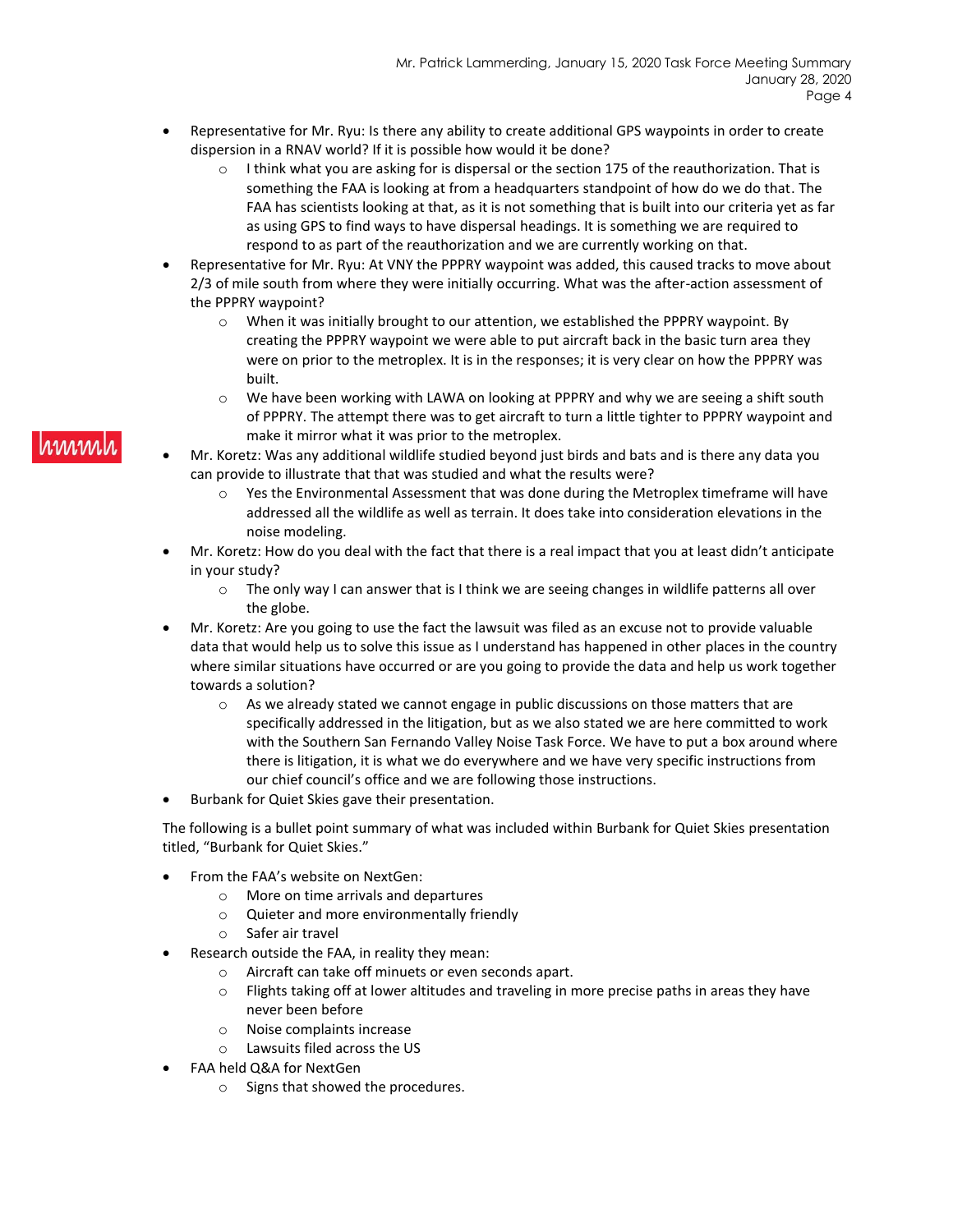- Representative for Mr. Ryu: Is there any ability to create additional GPS waypoints in order to create dispersion in a RNAV world? If it is possible how would it be done?
    - I think what you are asking for is dispersal or the section 175 of the reauthorization. That is something the FAA is looking at from a headquarters standpoint of how do we do that. The FAA has scientists looking at that, as it is not something that is built into our criteria yet as far as using GPS to find ways to have dispersal headings. It is something we are required to respond to as part of the reauthorization and we are currently working on that.
- Representative for Mr. Ryu: At VNY the PPPRY waypoint was added, this caused tracks to move about 2/3 of mile south from where they were initially occurring. What was the after-action assessment of the PPPRY waypoint?
    - When it was initially brought to our attention, we established the PPPRY waypoint. By creating the PPPRY waypoint we were able to put aircraft back in the basic turn area they were on prior to the metroplex. It is in the responses; it is very clear on how the PPPRY was built.
    - We have been working with LAWA on looking at PPPRY and why we are seeing a shift south of PPPRY. The attempt there was to get aircraft to turn a little tighter to PPPRY waypoint and make it mirror what it was prior to the metroplex.
- Mr. Koretz: Was any additional wildlife studied beyond just birds and bats and is there any data you can provide to illustrate that that was studied and what the results were?
    - Yes the Environmental Assessment that was done during the Metroplex timeframe will have addressed all the wildlife as well as terrain. It does take into consideration elevations in the noise modeling.
- Mr. Koretz: How do you deal with the fact that there is a real impact that you at least didn't anticipate in your study?
    - The only way I can answer that is I think we are seeing changes in wildlife patterns all over the globe.
- Mr. Koretz: Are you going to use the fact the lawsuit was filed as an excuse not to provide valuable data that would help us to solve this issue as I understand has happened in other places in the country where similar situations have occurred or are you going to provide the data and help us work together towards a solution?
    - As we already stated we cannot engage in public discussions on those matters that are specifically addressed in the litigation, but as we also stated we are here committed to work with the Southern San Fernando Valley Noise Task Force. We have to put a box around where there is litigation, it is what we do everywhere and we have very specific instructions from our chief council's office and we are following those instructions.
- Burbank for Quiet Skies gave their presentation.

The following is a bullet point summary of what was included within Burbank for Quiet Skies presentation titled, "Burbank for Quiet Skies."

- From the FAA's website on NextGen:
    - More on time arrivals and departures
    - Quieter and more environmentally friendly
    - Safer air travel
- Research outside the FAA, in reality they mean:
    - Aircraft can take off minuets or even seconds apart.
    - Flights taking off at lower altitudes and traveling in more precise paths in areas they have never been before
    - Noise complaints increase
    - Lawsuits filed across the US
- FAA held Q&A for NextGen
    - Signs that showed the procedures.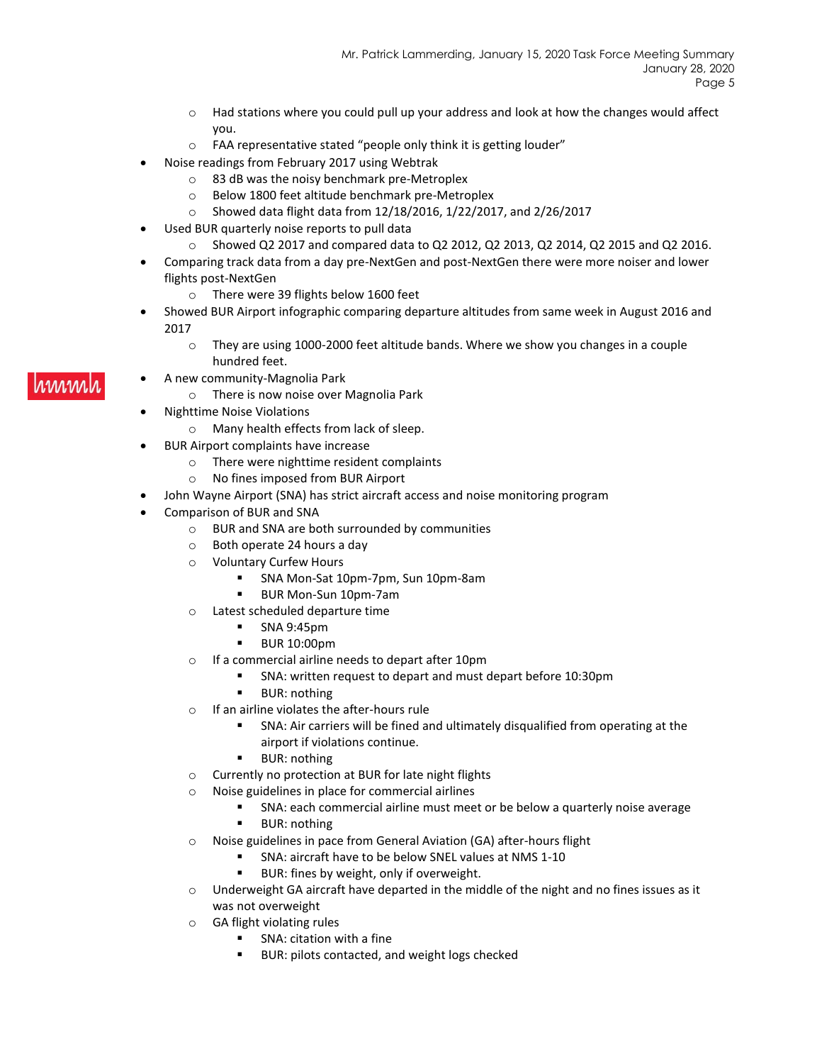- Had stations where you could pull up your address and look at how the changes would affect you.
- FAA representative stated "people only think it is getting louder"

- Noise readings from February 2017 using Webtrak
  - 83 dB was the noisy benchmark pre-Metroplex
  - Below 1800 feet altitude benchmark pre-Metroplex
  - Showed data flight data from 12/18/2016, 1/22/2017, and 2/26/2017
- Used BUR quarterly noise reports to pull data
  - Showed Q2 2017 and compared data to Q2 2012, Q2 2013, Q2 2014, Q2 2015 and Q2 2016.
- Comparing track data from a day pre-NextGen and post-NextGen there were more noiser and lower flights post-NextGen
  - There were 39 flights below 1600 feet
- Showed BUR Airport infographic comparing departure altitudes from same week in August 2016 and 2017
  - They are using 1000-2000 feet altitude bands. Where we show you changes in a couple hundred feet.
- A new community-Magnolia Park
  - There is now noise over Magnolia Park
- Nighttime Noise Violations
  - Many health effects from lack of sleep.
- BUR Airport complaints have increase
  - There were nighttime resident complaints
  - No fines imposed from BUR Airport
- John Wayne Airport (SNA) has strict aircraft access and noise monitoring program
- Comparison of BUR and SNA
  - BUR and SNA are both surrounded by communities
  - Both operate 24 hours a day
  - Voluntary Curfew Hours
    - SNA Mon-Sat 10pm-7pm, Sun 10pm-8am
    - BUR Mon-Sun 10pm-7am
  - Latest scheduled departure time
    - SNA 9:45pm
    - BUR 10:00pm
  - If a commercial airline needs to depart after 10pm
    - SNA: written request to depart and must depart before 10:30pm
    - BUR: nothing
  - If an airline violates the after-hours rule
    - SNA: Air carriers will be fined and ultimately disqualified from operating at the airport if violations continue.
    - BUR: nothing
  - Currently no protection at BUR for late night flights
  - Noise guidelines in place for commercial airlines
    - SNA: each commercial airline must meet or be below a quarterly noise average
    - BUR: nothing
  - Noise guidelines in pace from General Aviation (GA) after-hours flight
    - SNA: aircraft have to be below SNEL values at NMS 1-10
    - BUR: fines by weight, only if overweight.
  - Underweight GA aircraft have departed in the middle of the night and no fines issues as it was not overweight
  - GA flight violating rules
    - SNA: citation with a fine
    - BUR: pilots contacted, and weight logs checked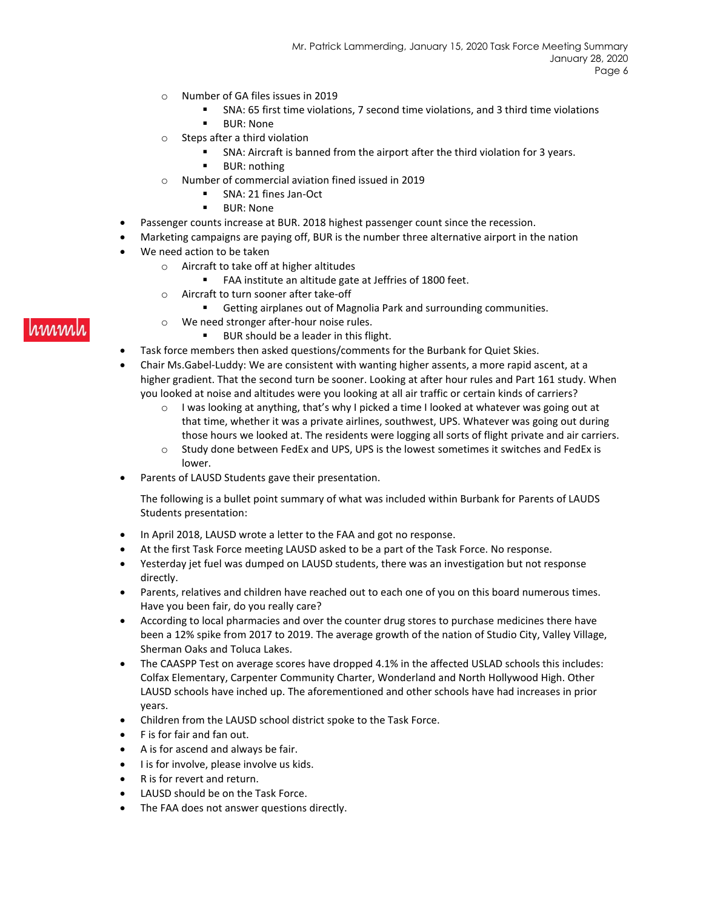- Number of GA files issues in 2019
  - SNA: 65 first time violations, 7 second time violations, and 3 third time violations
  - BUR: None
- Steps after a third violation
  - SNA: Aircraft is banned from the airport after the third violation for 3 years.
  - BUR: nothing
- Number of commercial aviation fined issued in 2019
  - SNA: 21 fines Jan-Oct
  - BUR: None

- Passenger counts increase at BUR. 2018 highest passenger count since the recession.
- Marketing campaigns are paying off, BUR is the number three alternative airport in the nation
- We need action to be taken
  - Aircraft to take off at higher altitudes
    - FAA institute an altitude gate at Jeffries of 1800 feet.
  - Aircraft to turn sooner after take-off
    - Getting airplanes out of Magnolia Park and surrounding communities.
  - We need stronger after-hour noise rules.
    - BUR should be a leader in this flight.
- Task force members then asked questions/comments for the Burbank for Quiet Skies.
- Chair Ms.Gabel-Luddy: We are consistent with wanting higher assents, a more rapid ascent, at a higher gradient. That the second turn be sooner. Looking at after hour rules and Part 161 study. When you looked at noise and altitudes were you looking at all air traffic or certain kinds of carriers?
  - I was looking at anything, that's why I picked a time I looked at whatever was going out at that time, whether it was a private airlines, southwest, UPS. Whatever was going out during those hours we looked at. The residents were logging all sorts of flight private and air carriers.
  - Study done between FedEx and UPS, UPS is the lowest sometimes it switches and FedEx is lower.
- Parents of LAUSD Students gave their presentation.

  The following is a bullet point summary of what was included within Burbank for Parents of LAUDS Students presentation:

- In April 2018, LAUSD wrote a letter to the FAA and got no response.
- At the first Task Force meeting LAUSD asked to be a part of the Task Force. No response.
- Yesterday jet fuel was dumped on LAUSD students, there was an investigation but not response directly.
- Parents, relatives and children have reached out to each one of you on this board numerous times. Have you been fair, do you really care?
- According to local pharmacies and over the counter drug stores to purchase medicines there have been a 12% spike from 2017 to 2019. The average growth of the nation of Studio City, Valley Village, Sherman Oaks and Toluca Lakes.
- The CAASPP Test on average scores have dropped 4.1% in the affected USLAD schools this includes: Colfax Elementary, Carpenter Community Charter, Wonderland and North Hollywood High. Other LAUSD schools have inched up. The aforementioned and other schools have had increases in prior years.
- Children from the LAUSD school district spoke to the Task Force.
- F is for fair and fan out.
- A is for ascend and always be fair.
- I is for involve, please involve us kids.
- R is for revert and return.
- LAUSD should be on the Task Force.
- The FAA does not answer questions directly.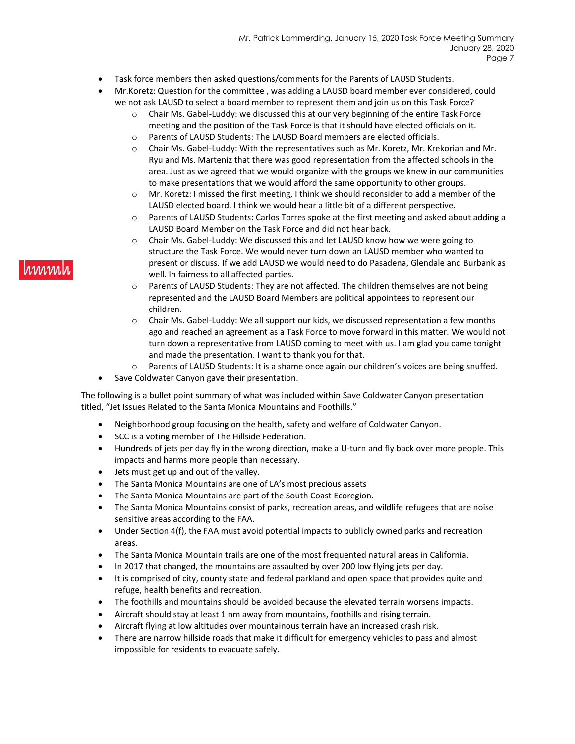- Task force members then asked questions/comments for the Parents of LAUSD Students.
- Mr.Koretz: Question for the committee , was adding a LAUSD board member ever considered, could we not ask LAUSD to select a board member to represent them and join us on this Task Force?
  - Chair Ms. Gabel-Luddy: we discussed this at our very beginning of the entire Task Force meeting and the position of the Task Force is that it should have elected officials on it.
  - Parents of LAUSD Students: The LAUSD Board members are elected officials.
  - Chair Ms. Gabel-Luddy: With the representatives such as Mr. Koretz, Mr. Krekorian and Mr. Ryu and Ms. Marteniz that there was good representation from the affected schools in the area. Just as we agreed that we would organize with the groups we knew in our communities to make presentations that we would afford the same opportunity to other groups.
  - Mr. Koretz: I missed the first meeting, I think we should reconsider to add a member of the LAUSD elected board. I think we would hear a little bit of a different perspective.
  - Parents of LAUSD Students: Carlos Torres spoke at the first meeting and asked about adding a LAUSD Board Member on the Task Force and did not hear back.
  - Chair Ms. Gabel-Luddy: We discussed this and let LAUSD know how we were going to structure the Task Force. We would never turn down an LAUSD member who wanted to present or discuss. If we add LAUSD we would need to do Pasadena, Glendale and Burbank as well. In fairness to all affected parties.
  - Parents of LAUSD Students: They are not affected. The children themselves are not being represented and the LAUSD Board Members are political appointees to represent our children.
  - Chair Ms. Gabel-Luddy: We all support our kids, we discussed representation a few months ago and reached an agreement as a Task Force to move forward in this matter. We would not turn down a representative from LAUSD coming to meet with us. I am glad you came tonight and made the presentation. I want to thank you for that.
  - Parents of LAUSD Students: It is a shame once again our children's voices are being snuffed.
- Save Coldwater Canyon gave their presentation.

The following is a bullet point summary of what was included within Save Coldwater Canyon presentation titled, "Jet Issues Related to the Santa Monica Mountains and Foothills."

- Neighborhood group focusing on the health, safety and welfare of Coldwater Canyon.
- SCC is a voting member of The Hillside Federation.
- Hundreds of jets per day fly in the wrong direction, make a U-turn and fly back over more people. This impacts and harms more people than necessary.
- Jets must get up and out of the valley.
- The Santa Monica Mountains are one of LA's most precious assets
- The Santa Monica Mountains are part of the South Coast Ecoregion.
- The Santa Monica Mountains consist of parks, recreation areas, and wildlife refugees that are noise sensitive areas according to the FAA.
- Under Section 4(f), the FAA must avoid potential impacts to publicly owned parks and recreation areas.
- The Santa Monica Mountain trails are one of the most frequented natural areas in California.
- In 2017 that changed, the mountains are assaulted by over 200 low flying jets per day.
- It is comprised of city, county state and federal parkland and open space that provides quite and refuge, health benefits and recreation.
- The foothills and mountains should be avoided because the elevated terrain worsens impacts.
- Aircraft should stay at least 1 nm away from mountains, foothills and rising terrain.
- Aircraft flying at low altitudes over mountainous terrain have an increased crash risk.
- There are narrow hillside roads that make it difficult for emergency vehicles to pass and almost impossible for residents to evacuate safely.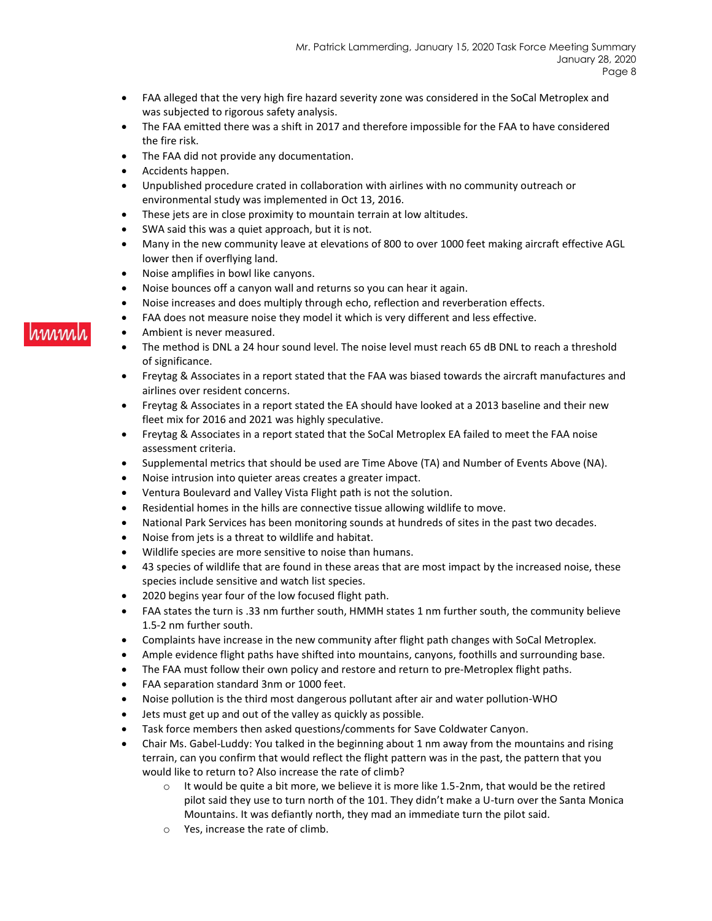- FAA alleged that the very high fire hazard severity zone was considered in the SoCal Metroplex and was subjected to rigorous safety analysis.
- The FAA emitted there was a shift in 2017 and therefore impossible for the FAA to have considered the fire risk.
- The FAA did not provide any documentation.
- Accidents happen.
- Unpublished procedure crated in collaboration with airlines with no community outreach or environmental study was implemented in Oct 13, 2016.
- These jets are in close proximity to mountain terrain at low altitudes.
- SWA said this was a quiet approach, but it is not.
- Many in the new community leave at elevations of 800 to over 1000 feet making aircraft effective AGL lower then if overflying land.
- Noise amplifies in bowl like canyons.
- Noise bounces off a canyon wall and returns so you can hear it again.
- Noise increases and does multiply through echo, reflection and reverberation effects.
- FAA does not measure noise they model it which is very different and less effective.
- Ambient is never measured.
- The method is DNL a 24 hour sound level. The noise level must reach 65 dB DNL to reach a threshold of significance.
- Freytag & Associates in a report stated that the FAA was biased towards the aircraft manufactures and airlines over resident concerns.
- Freytag & Associates in a report stated the EA should have looked at a 2013 baseline and their new fleet mix for 2016 and 2021 was highly speculative.
- Freytag & Associates in a report stated that the SoCal Metroplex EA failed to meet the FAA noise assessment criteria.
- Supplemental metrics that should be used are Time Above (TA) and Number of Events Above (NA).
- Noise intrusion into quieter areas creates a greater impact.
- Ventura Boulevard and Valley Vista Flight path is not the solution.
- Residential homes in the hills are connective tissue allowing wildlife to move.
- National Park Services has been monitoring sounds at hundreds of sites in the past two decades.
- Noise from jets is a threat to wildlife and habitat.
- Wildlife species are more sensitive to noise than humans.
- 43 species of wildlife that are found in these areas that are most impact by the increased noise, these species include sensitive and watch list species.
- 2020 begins year four of the low focused flight path.
- FAA states the turn is .33 nm further south, HMMH states 1 nm further south, the community believe 1.5-2 nm further south.
- Complaints have increase in the new community after flight path changes with SoCal Metroplex.
- Ample evidence flight paths have shifted into mountains, canyons, foothills and surrounding base.
- The FAA must follow their own policy and restore and return to pre-Metroplex flight paths.
- FAA separation standard 3nm or 1000 feet.
- Noise pollution is the third most dangerous pollutant after air and water pollution-WHO
- Jets must get up and out of the valley as quickly as possible.
- Task force members then asked questions/comments for Save Coldwater Canyon.
- Chair Ms. Gabel-Luddy: You talked in the beginning about 1 nm away from the mountains and rising terrain, can you confirm that would reflect the flight pattern was in the past, the pattern that you would like to return to? Also increase the rate of climb?
  - It would be quite a bit more, we believe it is more like 1.5-2nm, that would be the retired pilot said they use to turn north of the 101. They didn't make a U-turn over the Santa Monica Mountains. It was defiantly north, they mad an immediate turn the pilot said.
  - Yes, increase the rate of climb.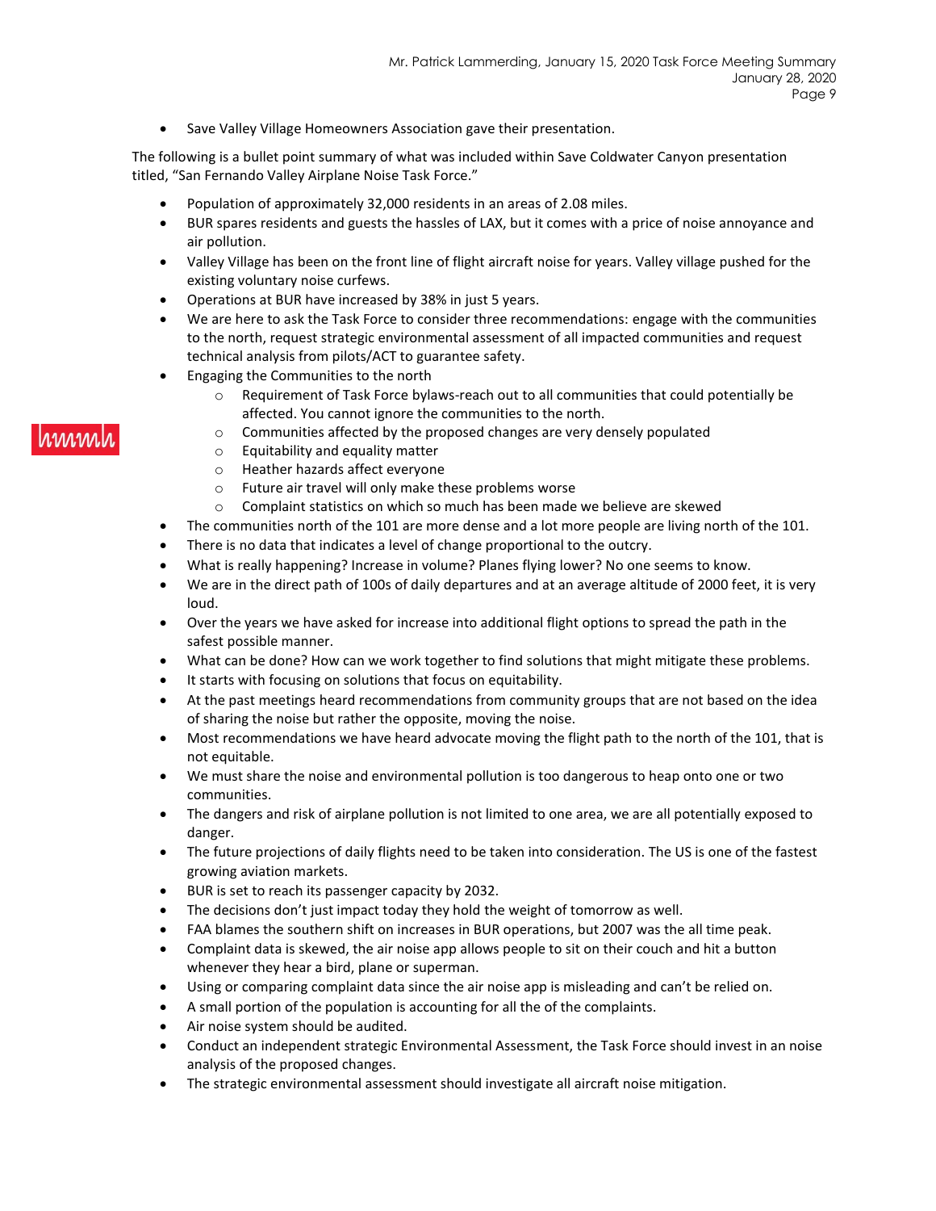- Save Valley Village Homeowners Association gave their presentation.

The following is a bullet point summary of what was included within Save Coldwater Canyon presentation titled, "San Fernando Valley Airplane Noise Task Force."

- Population of approximately 32,000 residents in an areas of 2.08 miles.
- BUR spares residents and guests the hassles of LAX, but it comes with a price of noise annoyance and air pollution.
- Valley Village has been on the front line of flight aircraft noise for years. Valley village pushed for the existing voluntary noise curfews.
- Operations at BUR have increased by 38% in just 5 years.
- We are here to ask the Task Force to consider three recommendations: engage with the communities to the north, request strategic environmental assessment of all impacted communities and request technical analysis from pilots/ACT to guarantee safety.
- Engaging the Communities to the north
  - Requirement of Task Force bylaws-reach out to all communities that could potentially be affected. You cannot ignore the communities to the north.
  - Communities affected by the proposed changes are very densely populated
  - Equitability and equality matter
  - Heather hazards affect everyone
  - Future air travel will only make these problems worse
  - Complaint statistics on which so much has been made we believe are skewed
- The communities north of the 101 are more dense and a lot more people are living north of the 101.
- There is no data that indicates a level of change proportional to the outcry.
- What is really happening? Increase in volume? Planes flying lower? No one seems to know.
- We are in the direct path of 100s of daily departures and at an average altitude of 2000 feet, it is very loud.
- Over the years we have asked for increase into additional flight options to spread the path in the safest possible manner.
- What can be done? How can we work together to find solutions that might mitigate these problems.
- It starts with focusing on solutions that focus on equitability.
- At the past meetings heard recommendations from community groups that are not based on the idea of sharing the noise but rather the opposite, moving the noise.
- Most recommendations we have heard advocate moving the flight path to the north of the 101, that is not equitable.
- We must share the noise and environmental pollution is too dangerous to heap onto one or two communities.
- The dangers and risk of airplane pollution is not limited to one area, we are all potentially exposed to danger.
- The future projections of daily flights need to be taken into consideration. The US is one of the fastest growing aviation markets.
- BUR is set to reach its passenger capacity by 2032.
- The decisions don't just impact today they hold the weight of tomorrow as well.
- FAA blames the southern shift on increases in BUR operations, but 2007 was the all time peak.
- Complaint data is skewed, the air noise app allows people to sit on their couch and hit a button whenever they hear a bird, plane or superman.
- Using or comparing complaint data since the air noise app is misleading and can't be relied on.
- A small portion of the population is accounting for all the of the complaints.
- Air noise system should be audited.
- Conduct an independent strategic Environmental Assessment, the Task Force should invest in an noise analysis of the proposed changes.
- The strategic environmental assessment should investigate all aircraft noise mitigation.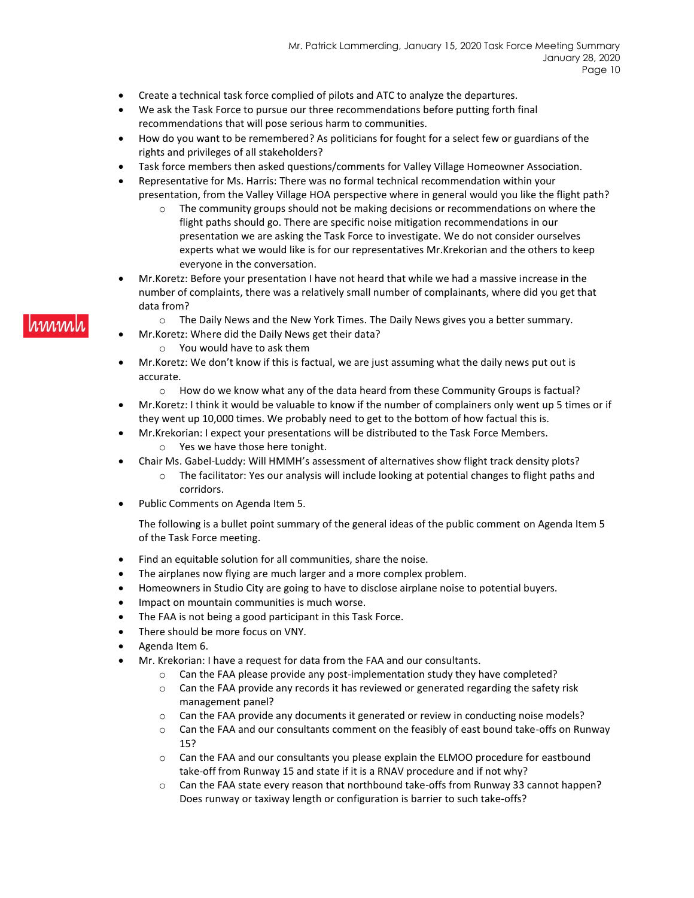- Create a technical task force complied of pilots and ATC to analyze the departures.
- We ask the Task Force to pursue our three recommendations before putting forth final recommendations that will pose serious harm to communities.
- How do you want to be remembered? As politicians for fought for a select few or guardians of the rights and privileges of all stakeholders?
- Task force members then asked questions/comments for Valley Village Homeowner Association.
- Representative for Ms. Harris: There was no formal technical recommendation within your presentation, from the Valley Village HOA perspective where in general would you like the flight path?
  - The community groups should not be making decisions or recommendations on where the flight paths should go. There are specific noise mitigation recommendations in our presentation we are asking the Task Force to investigate. We do not consider ourselves experts what we would like is for our representatives Mr.Krekorian and the others to keep everyone in the conversation.
- Mr.Koretz: Before your presentation I have not heard that while we had a massive increase in the number of complaints, there was a relatively small number of complainants, where did you get that data from?
  - The Daily News and the New York Times. The Daily News gives you a better summary.
- Mr.Koretz: Where did the Daily News get their data?
  - You would have to ask them
- Mr.Koretz: We don't know if this is factual, we are just assuming what the daily news put out is accurate.
  - How do we know what any of the data heard from these Community Groups is factual?
- Mr.Koretz: I think it would be valuable to know if the number of complainers only went up 5 times or if they went up 10,000 times. We probably need to get to the bottom of how factual this is.
- Mr.Krekorian: I expect your presentations will be distributed to the Task Force Members.
  - Yes we have those here tonight.
- Chair Ms. Gabel-Luddy: Will HMMH's assessment of alternatives show flight track density plots?
  - The facilitator: Yes our analysis will include looking at potential changes to flight paths and corridors.
- Public Comments on Agenda Item 5.

  The following is a bullet point summary of the general ideas of the public comment on Agenda Item 5 of the Task Force meeting.

- Find an equitable solution for all communities, share the noise.
- The airplanes now flying are much larger and a more complex problem.
- Homeowners in Studio City are going to have to disclose airplane noise to potential buyers.
- Impact on mountain communities is much worse.
- The FAA is not being a good participant in this Task Force.
- There should be more focus on VNY.
- Agenda Item 6.
- Mr. Krekorian: I have a request for data from the FAA and our consultants.
  - Can the FAA please provide any post-implementation study they have completed?
  - Can the FAA provide any records it has reviewed or generated regarding the safety risk management panel?
  - Can the FAA provide any documents it generated or review in conducting noise models?
  - Can the FAA and our consultants comment on the feasibly of east bound take-offs on Runway 15?
  - Can the FAA and our consultants you please explain the ELMOO procedure for eastbound take-off from Runway 15 and state if it is a RNAV procedure and if not why?
  - Can the FAA state every reason that northbound take-offs from Runway 33 cannot happen? Does runway or taxiway length or configuration is barrier to such take-offs?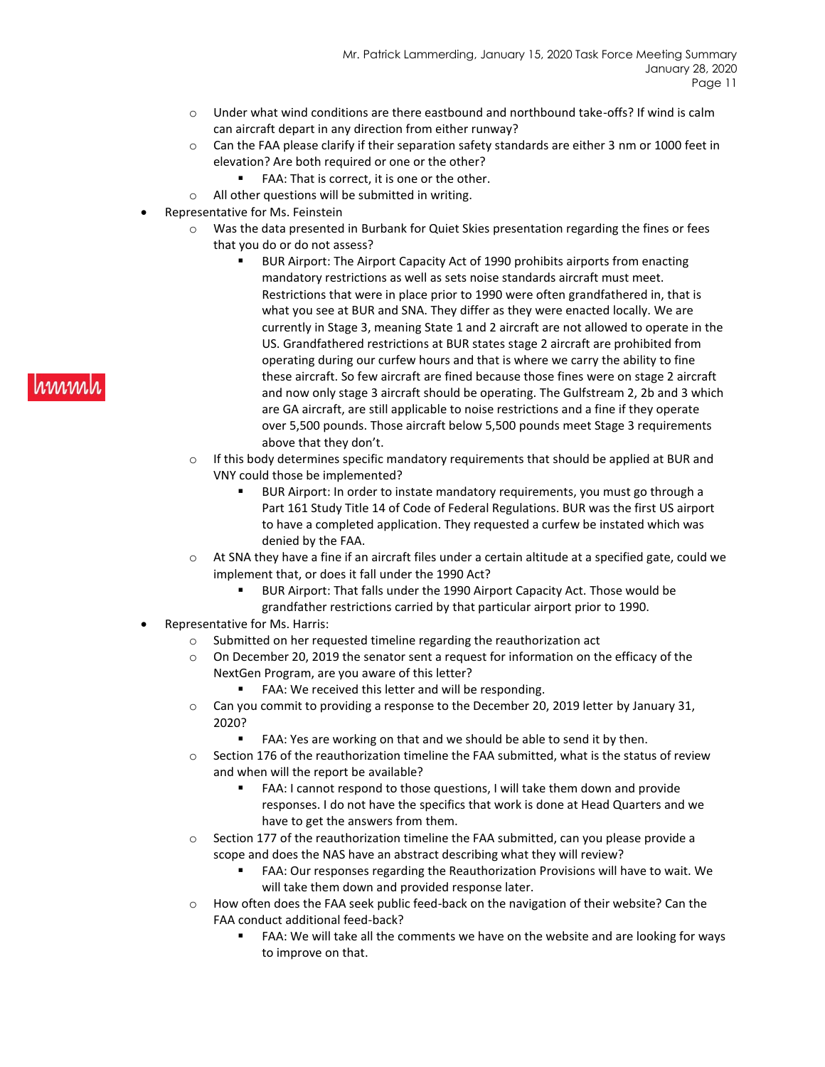- Under what wind conditions are there eastbound and northbound take-offs? If wind is calm can aircraft depart in any direction from either runway?
- Can the FAA please clarify if their separation safety standards are either 3 nm or 1000 feet in elevation? Are both required or one or the other?
  - FAA: That is correct, it is one or the other.
- All other questions will be submitted in writing.

- Representative for Ms. Feinstein
  - Was the data presented in Burbank for Quiet Skies presentation regarding the fines or fees that you do or do not assess?
    - BUR Airport: The Airport Capacity Act of 1990 prohibits airports from enacting mandatory restrictions as well as sets noise standards aircraft must meet. Restrictions that were in place prior to 1990 were often grandfathered in, that is what you see at BUR and SNA. They differ as they were enacted locally. We are currently in Stage 3, meaning State 1 and 2 aircraft are not allowed to operate in the US. Grandfathered restrictions at BUR states stage 2 aircraft are prohibited from operating during our curfew hours and that is where we carry the ability to fine these aircraft. So few aircraft are fined because those fines were on stage 2 aircraft and now only stage 3 aircraft should be operating. The Gulfstream 2, 2b and 3 which are GA aircraft, are still applicable to noise restrictions and a fine if they operate over 5,500 pounds. Those aircraft below 5,500 pounds meet Stage 3 requirements above that they don't.
  - If this body determines specific mandatory requirements that should be applied at BUR and VNY could those be implemented?
    - BUR Airport: In order to instate mandatory requirements, you must go through a Part 161 Study Title 14 of Code of Federal Regulations. BUR was the first US airport to have a completed application. They requested a curfew be instated which was denied by the FAA.
  - At SNA they have a fine if an aircraft files under a certain altitude at a specified gate, could we implement that, or does it fall under the 1990 Act?
    - BUR Airport: That falls under the 1990 Airport Capacity Act. Those would be grandfather restrictions carried by that particular airport prior to 1990.

- Representative for Ms. Harris:
  - Submitted on her requested timeline regarding the reauthorization act
  - On December 20, 2019 the senator sent a request for information on the efficacy of the NextGen Program, are you aware of this letter?
    - FAA: We received this letter and will be responding.
  - Can you commit to providing a response to the December 20, 2019 letter by January 31, 2020?
    - FAA: Yes are working on that and we should be able to send it by then.
  - Section 176 of the reauthorization timeline the FAA submitted, what is the status of review and when will the report be available?
    - FAA: I cannot respond to those questions, I will take them down and provide responses. I do not have the specifics that work is done at Head Quarters and we have to get the answers from them.
  - Section 177 of the reauthorization timeline the FAA submitted, can you please provide a scope and does the NAS have an abstract describing what they will review?
    - FAA: Our responses regarding the Reauthorization Provisions will have to wait. We will take them down and provided response later.
  - How often does the FAA seek public feed-back on the navigation of their website? Can the FAA conduct additional feed-back?
    - FAA: We will take all the comments we have on the website and are looking for ways to improve on that.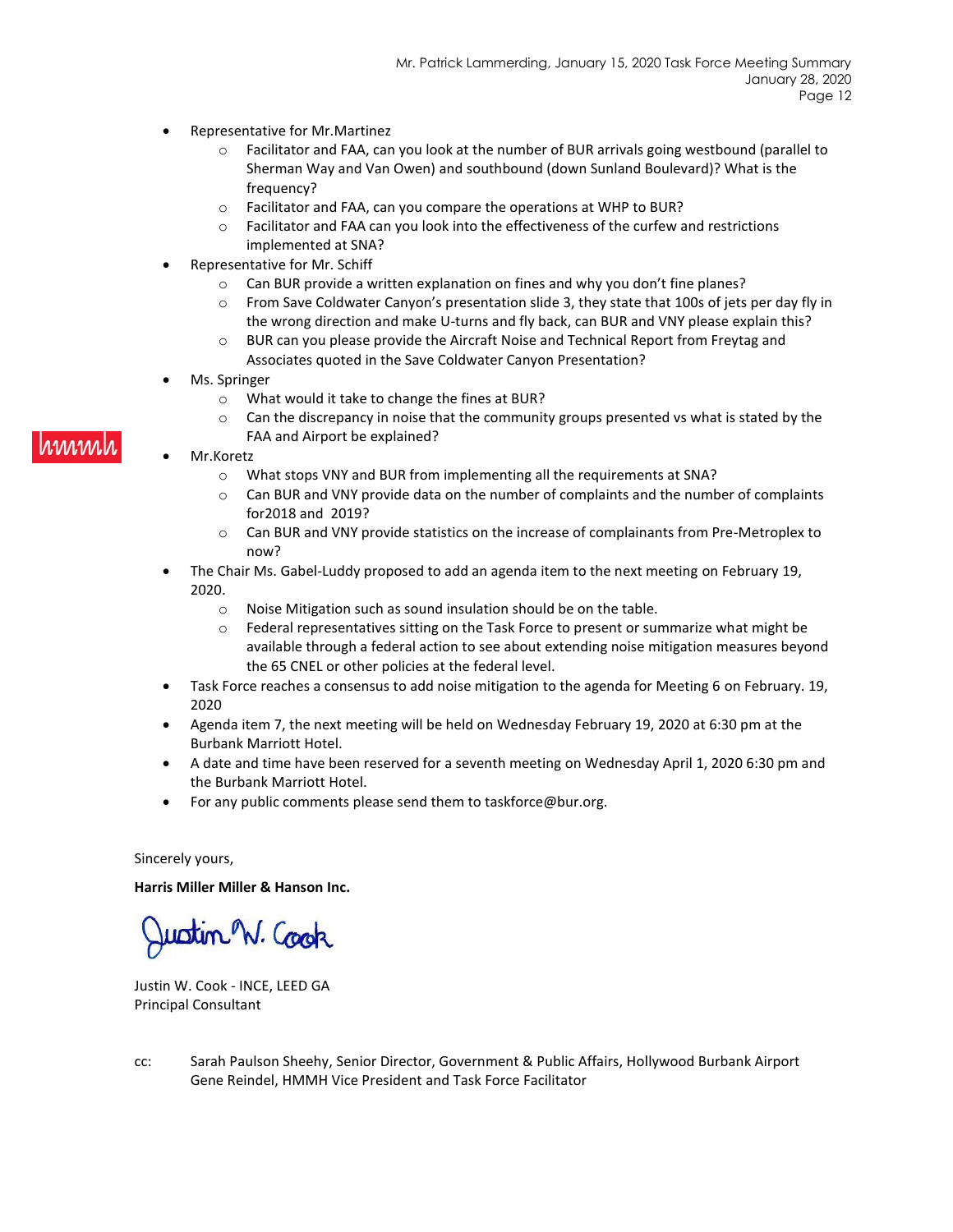- Representative for Mr.Martinez
  - Facilitator and FAA, can you look at the number of BUR arrivals going westbound (parallel to Sherman Way and Van Owen) and southbound (down Sunland Boulevard)? What is the frequency?
  - Facilitator and FAA, can you compare the operations at WHP to BUR?
  - Facilitator and FAA can you look into the effectiveness of the curfew and restrictions implemented at SNA?
- Representative for Mr. Schiff
  - Can BUR provide a written explanation on fines and why you don't fine planes?
  - From Save Coldwater Canyon's presentation slide 3, they state that 100s of jets per day fly in the wrong direction and make U-turns and fly back, can BUR and VNY please explain this?
  - BUR can you please provide the Aircraft Noise and Technical Report from Freytag and Associates quoted in the Save Coldwater Canyon Presentation?
- Ms. Springer
  - What would it take to change the fines at BUR?
  - Can the discrepancy in noise that the community groups presented vs what is stated by the FAA and Airport be explained?
- Mr.Koretz
  - What stops VNY and BUR from implementing all the requirements at SNA?
  - Can BUR and VNY provide data on the number of complaints and the number of complaints for2018 and 2019?
  - Can BUR and VNY provide statistics on the increase of complainants from Pre-Metroplex to now?
- The Chair Ms. Gabel-Luddy proposed to add an agenda item to the next meeting on February 19, 2020.
  - Noise Mitigation such as sound insulation should be on the table.
  - Federal representatives sitting on the Task Force to present or summarize what might be available through a federal action to see about extending noise mitigation measures beyond the 65 CNEL or other policies at the federal level.
- Task Force reaches a consensus to add noise mitigation to the agenda for Meeting 6 on February. 19, 2020
- Agenda item 7, the next meeting will be held on Wednesday February 19, 2020 at 6:30 pm at the Burbank Marriott Hotel.
- A date and time have been reserved for a seventh meeting on Wednesday April 1, 2020 6:30 pm and the Burbank Marriott Hotel.
- For any public comments please send them to taskforce@bur.org.

Sincerely yours,

**Harris Miller Miller & Hanson Inc.**

Justin W. Cook

Justin W. Cook - INCE, LEED GA
Principal Consultant

cc: Sarah Paulson Sheehy, Senior Director, Government & Public Affairs, Hollywood Burbank Airport
Gene Reindel, HMMH Vice President and Task Force Facilitator